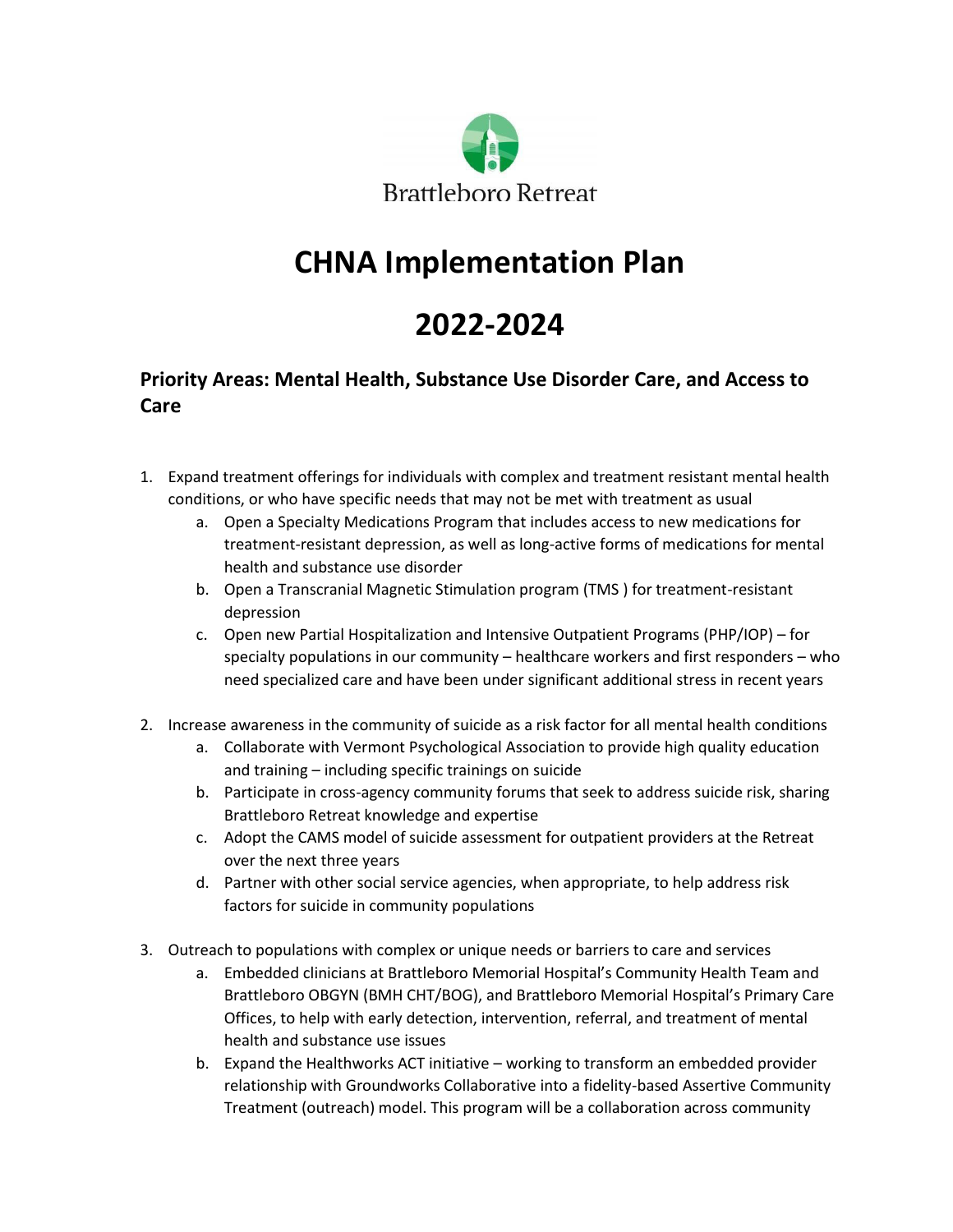Brattleboro Retreat

# CHNA Implementation Plan

# 2022-2024

### Priority Areas: Mental Health, Substance Use Disorder Care, and Access to Care

1. Expand treatment offerings for individuals with complex and treatment resistant mental health conditions, or who have specific needs that may not be met with treatment as usual
   a. Open a Specialty Medications Program that includes access to new medications for treatment-resistant depression, as well as long-active forms of medications for mental health and substance use disorder
   b. Open a Transcranial Magnetic Stimulation program (TMS ) for treatment-resistant depression
   c. Open new Partial Hospitalization and Intensive Outpatient Programs (PHP/IOP) – for specialty populations in our community – healthcare workers and first responders – who need specialized care and have been under significant additional stress in recent years

2. Increase awareness in the community of suicide as a risk factor for all mental health conditions
   a. Collaborate with Vermont Psychological Association to provide high quality education and training – including specific trainings on suicide
   b. Participate in cross-agency community forums that seek to address suicide risk, sharing Brattleboro Retreat knowledge and expertise
   c. Adopt the CAMS model of suicide assessment for outpatient providers at the Retreat over the next three years
   d. Partner with other social service agencies, when appropriate, to help address risk factors for suicide in community populations

3. Outreach to populations with complex or unique needs or barriers to care and services
   a. Embedded clinicians at Brattleboro Memorial Hospital's Community Health Team and Brattleboro OBGYN (BMH CHT/BOG), and Brattleboro Memorial Hospital's Primary Care Offices, to help with early detection, intervention, referral, and treatment of mental health and substance use issues
   b. Expand the Healthworks ACT initiative – working to transform an embedded provider relationship with Groundworks Collaborative into a fidelity-based Assertive Community Treatment (outreach) model. This program will be a collaboration across community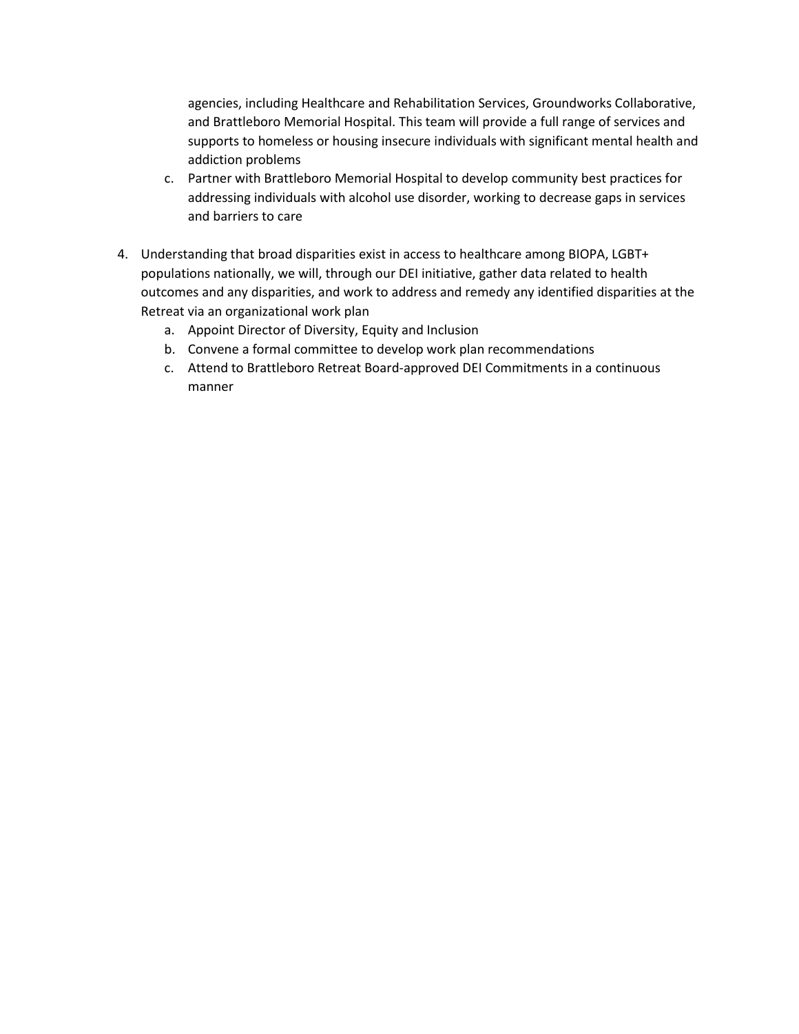agencies, including Healthcare and Rehabilitation Services, Groundworks Collaborative, and Brattleboro Memorial Hospital. This team will provide a full range of services and supports to homeless or housing insecure individuals with significant mental health and addiction problems

   c. Partner with Brattleboro Memorial Hospital to develop community best practices for addressing individuals with alcohol use disorder, working to decrease gaps in services and barriers to care

4. Understanding that broad disparities exist in access to healthcare among BIOPA, LGBT+ populations nationally, we will, through our DEI initiative, gather data related to health outcomes and any disparities, and work to address and remedy any identified disparities at the Retreat via an organizational work plan
   a. Appoint Director of Diversity, Equity and Inclusion
   b. Convene a formal committee to develop work plan recommendations
   c. Attend to Brattleboro Retreat Board-approved DEI Commitments in a continuous manner